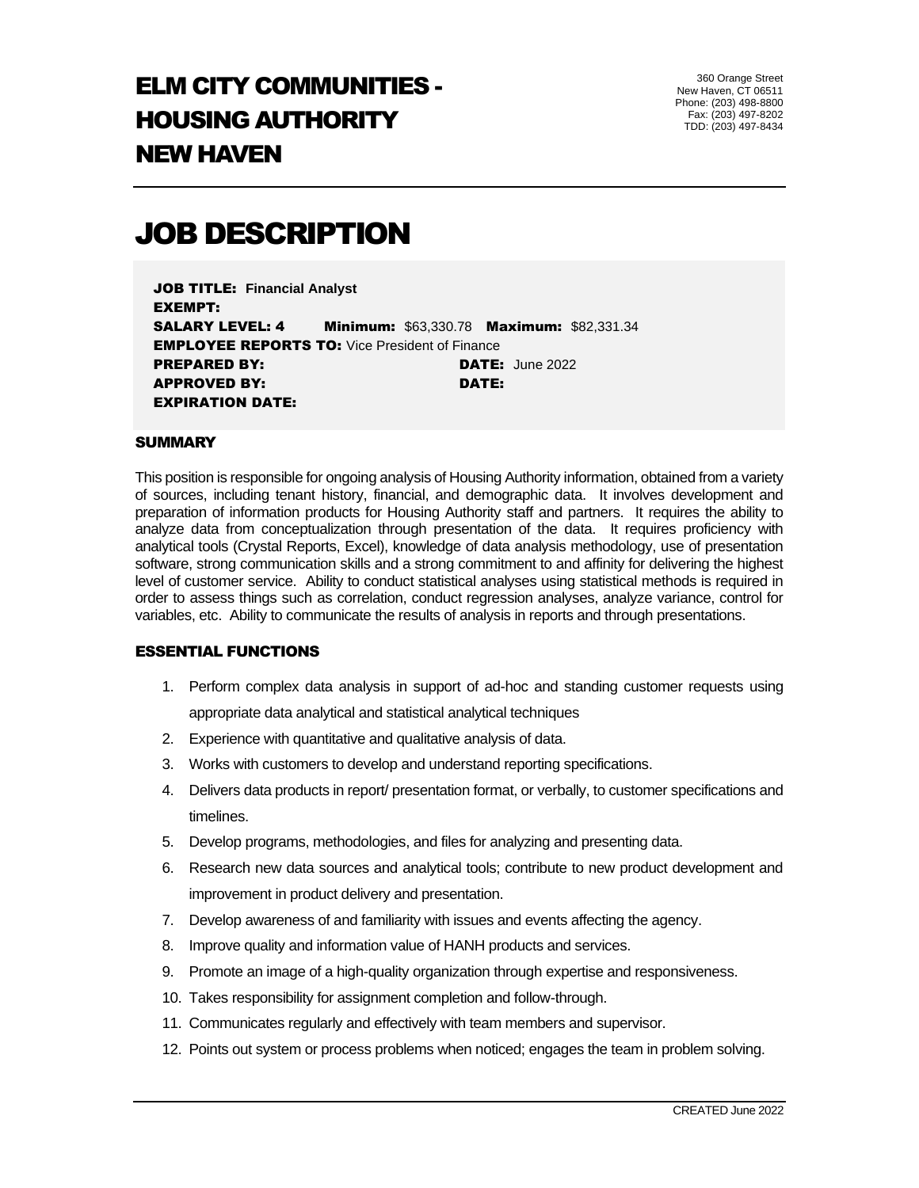# ELM CITY COMMUNITIES - HOUSING AUTHORITY NEW HAVEN

360 Orange Street
New Haven, CT 06511
Phone: (203) 498-8800
Fax: (203) 497-8202
TDD: (203) 497-8434

# JOB DESCRIPTION

**JOB TITLE:** **Financial Analyst**
**EXEMPT:**
**SALARY LEVEL: 4** **Minimum:** $63,330.78 **Maximum:** $82,331.34
**EMPLOYEE REPORTS TO:** Vice President of Finance
**PREPARED BY:** **DATE:** June 2022
**APPROVED BY:** **DATE:**
**EXPIRATION DATE:**

### SUMMARY

This position is responsible for ongoing analysis of Housing Authority information, obtained from a variety of sources, including tenant history, financial, and demographic data. It involves development and preparation of information products for Housing Authority staff and partners. It requires the ability to analyze data from conceptualization through presentation of the data. It requires proficiency with analytical tools (Crystal Reports, Excel), knowledge of data analysis methodology, use of presentation software, strong communication skills and a strong commitment to and affinity for delivering the highest level of customer service. Ability to conduct statistical analyses using statistical methods is required in order to assess things such as correlation, conduct regression analyses, analyze variance, control for variables, etc. Ability to communicate the results of analysis in reports and through presentations.

### ESSENTIAL FUNCTIONS

1. Perform complex data analysis in support of ad-hoc and standing customer requests using appropriate data analytical and statistical analytical techniques
2. Experience with quantitative and qualitative analysis of data.
3. Works with customers to develop and understand reporting specifications.
4. Delivers data products in report/ presentation format, or verbally, to customer specifications and timelines.
5. Develop programs, methodologies, and files for analyzing and presenting data.
6. Research new data sources and analytical tools; contribute to new product development and improvement in product delivery and presentation.
7. Develop awareness of and familiarity with issues and events affecting the agency.
8. Improve quality and information value of HANH products and services.
9. Promote an image of a high-quality organization through expertise and responsiveness.
10. Takes responsibility for assignment completion and follow-through.
11. Communicates regularly and effectively with team members and supervisor.
12. Points out system or process problems when noticed; engages the team in problem solving.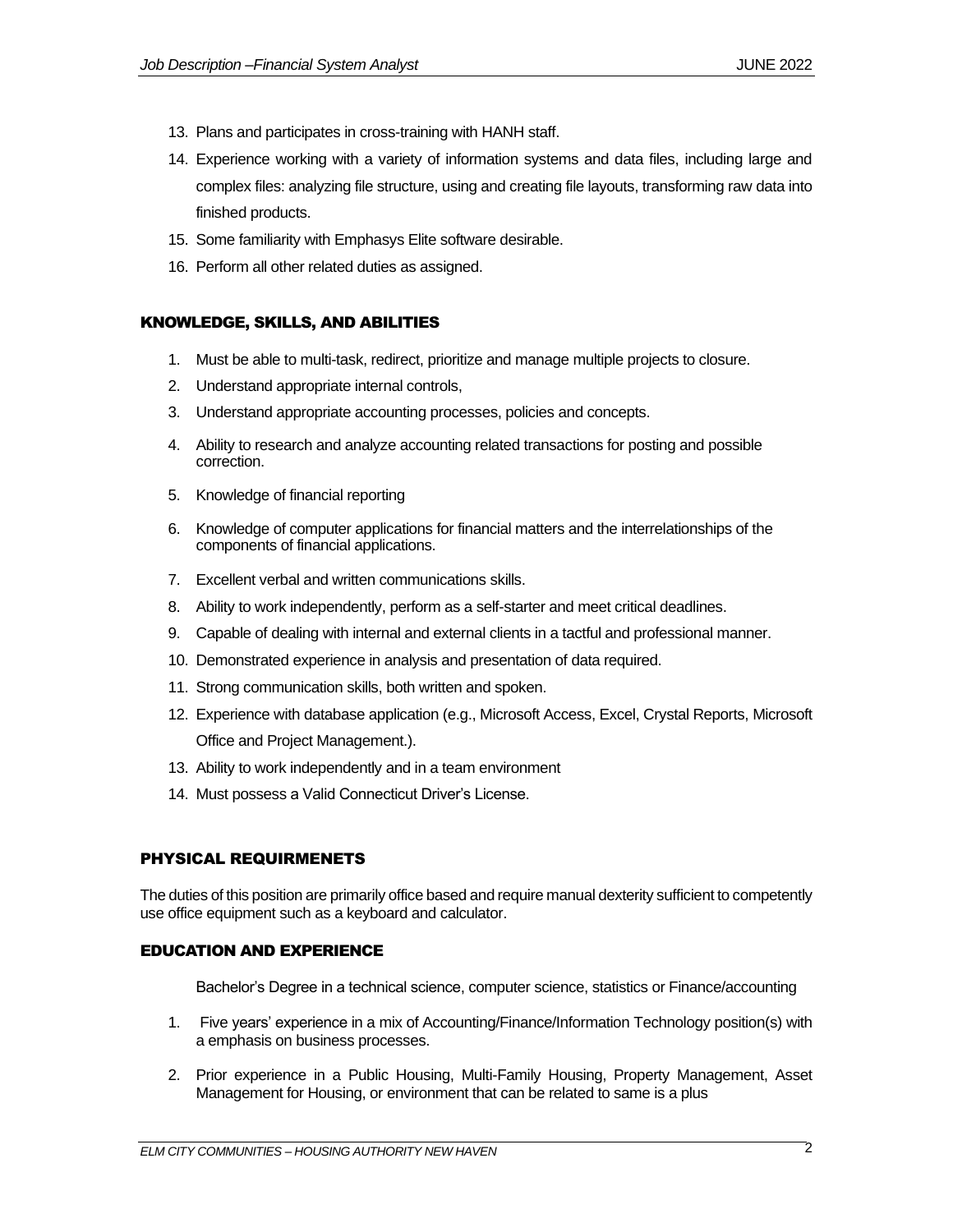13. Plans and participates in cross-training with HANH staff.
14. Experience working with a variety of information systems and data files, including large and complex files: analyzing file structure, using and creating file layouts, transforming raw data into finished products.
15. Some familiarity with Emphasys Elite software desirable.
16. Perform all other related duties as assigned.

## KNOWLEDGE, SKILLS, AND ABILITIES

1. Must be able to multi-task, redirect, prioritize and manage multiple projects to closure.
2. Understand appropriate internal controls,
3. Understand appropriate accounting processes, policies and concepts.
4. Ability to research and analyze accounting related transactions for posting and possible correction.
5. Knowledge of financial reporting
6. Knowledge of computer applications for financial matters and the interrelationships of the components of financial applications.
7. Excellent verbal and written communications skills.
8. Ability to work independently, perform as a self-starter and meet critical deadlines.
9. Capable of dealing with internal and external clients in a tactful and professional manner.
10. Demonstrated experience in analysis and presentation of data required.
11. Strong communication skills, both written and spoken.
12. Experience with database application (e.g., Microsoft Access, Excel, Crystal Reports, Microsoft Office and Project Management.).
13. Ability to work independently and in a team environment
14. Must possess a Valid Connecticut Driver's License.

## PHYSICAL REQUIRMENETS

The duties of this position are primarily office based and require manual dexterity sufficient to competently use office equipment such as a keyboard and calculator.

## EDUCATION AND EXPERIENCE

Bachelor's Degree in a technical science, computer science, statistics or Finance/accounting

1. Five years' experience in a mix of Accounting/Finance/Information Technology position(s) with a emphasis on business processes.
2. Prior experience in a Public Housing, Multi-Family Housing, Property Management, Asset Management for Housing, or environment that can be related to same is a plus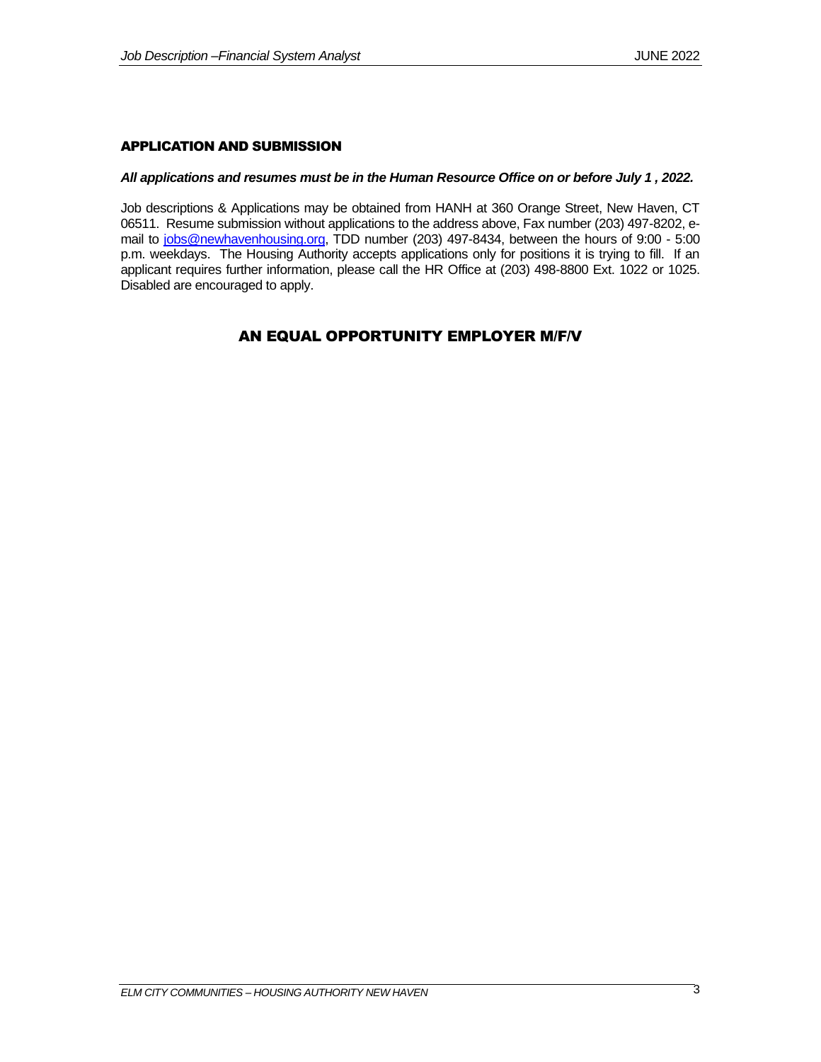## APPLICATION AND SUBMISSION

***All applications and resumes must be in the Human Resource Office on or before July 1 , 2022.***

Job descriptions & Applications may be obtained from HANH at 360 Orange Street, New Haven, CT 06511. Resume submission without applications to the address above, Fax number (203) 497-8202, e-mail to jobs@newhavenhousing.org, TDD number (203) 497-8434, between the hours of 9:00 - 5:00 p.m. weekdays. The Housing Authority accepts applications only for positions it is trying to fill. If an applicant requires further information, please call the HR Office at (203) 498-8800 Ext. 1022 or 1025. Disabled are encouraged to apply.

## AN EQUAL OPPORTUNITY EMPLOYER M/F/V